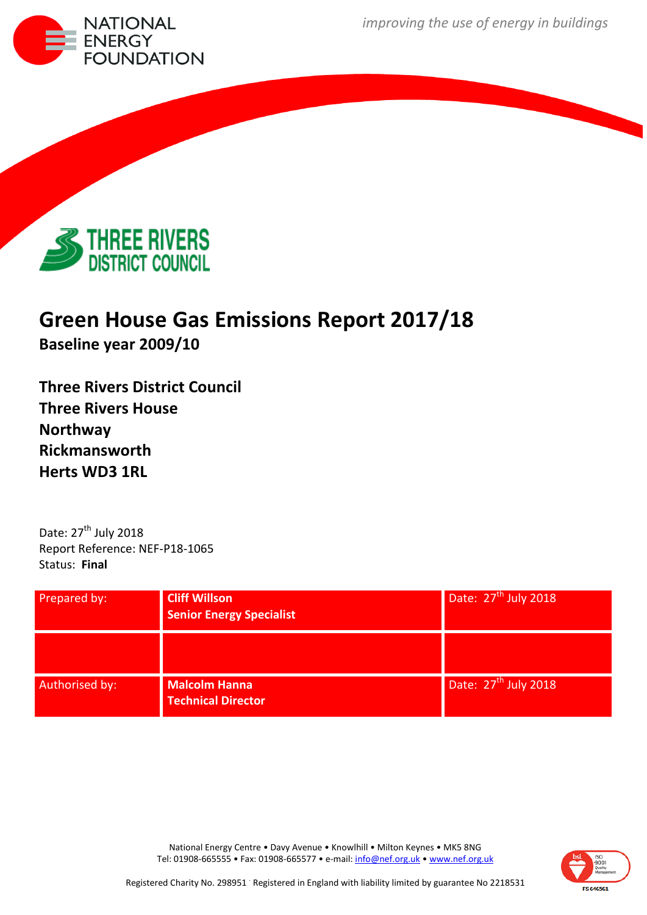NATIONAL ENERGY FOUNDATION

*improving the use of energy in buildings*

THREE RIVERS DISTRICT COUNCIL

# Green House Gas Emissions Report 2017/18

**Baseline year 2009/10**

**Three Rivers District Council**
**Three Rivers House**
**Northway**
**Rickmansworth**
**Herts WD3 1RL**

Date: 27th July 2018
Report Reference: NEF-P18-1065
Status: **Final**

| Prepared by: | **Cliff Willson**<br>**Senior Energy Specialist** | Date: 27th July 2018 |
|---|---|---|
| | | |
| Authorised by: | **Malcolm Hanna**<br>**Technical Director** | Date: 27th July 2018 |

National Energy Centre • Davy Avenue • Knowlhill • Milton Keynes • MK5 8NG
Tel: 01908-665555 • Fax: 01908-665577 • e-mail: info@nef.org.uk • www.nef.org.uk

Registered Charity No. 298951 · Registered in England with liability limited by guarantee No 2218531

FS 646561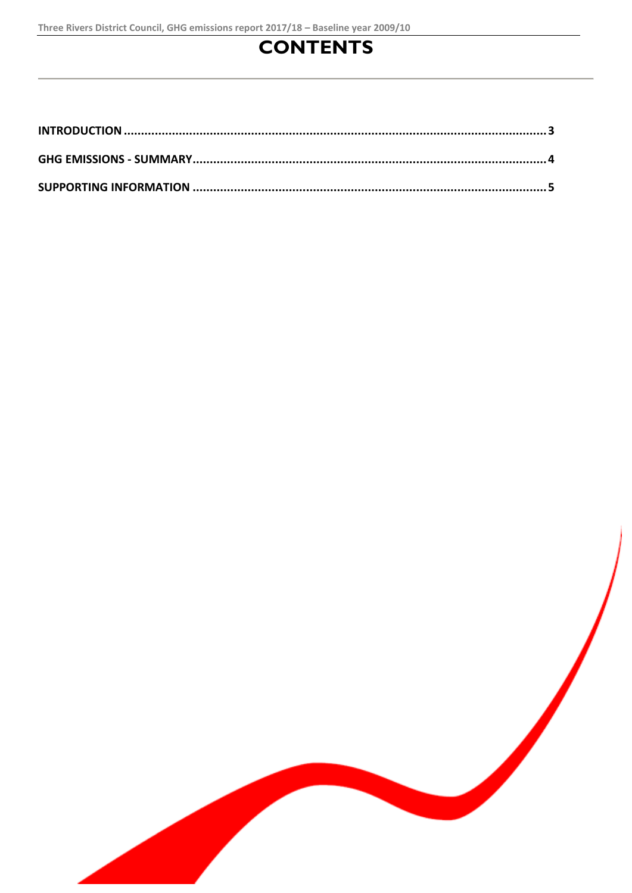# CONTENTS

- **INTRODUCTION** .......... 3
- **GHG EMISSIONS - SUMMARY** .......... 4
- **SUPPORTING INFORMATION** .......... 5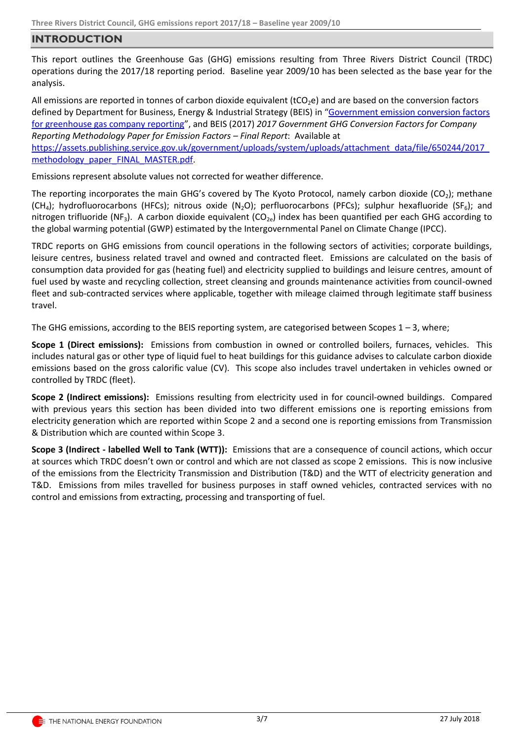# INTRODUCTION

This report outlines the Greenhouse Gas (GHG) emissions resulting from Three Rivers District Council (TRDC) operations during the 2017/18 reporting period. Baseline year 2009/10 has been selected as the base year for the analysis.

All emissions are reported in tonnes of carbon dioxide equivalent ($tCO_2e$) and are based on the conversion factors defined by Department for Business, Energy & Industrial Strategy (BEIS) in "[Government emission conversion factors for greenhouse gas company reporting](https://www.gov.uk/government/collections/government-conversion-factors-for-company-reporting)", and BEIS (2017) *2017 Government GHG Conversion Factors for Company Reporting Methodology Paper for Emission Factors – Final Report*: Available at [https://assets.publishing.service.gov.uk/government/uploads/system/uploads/attachment_data/file/650244/2017_methodology_paper_FINAL_MASTER.pdf](https://assets.publishing.service.gov.uk/government/uploads/system/uploads/attachment_data/file/650244/2017_methodology_paper_FINAL_MASTER.pdf).

Emissions represent absolute values not corrected for weather difference.

The reporting incorporates the main GHG's covered by The Kyoto Protocol, namely carbon dioxide ($CO_2$); methane ($CH_4$); hydrofluorocarbons (HFCs); nitrous oxide ($N_2O$); perfluorocarbons (PFCs); sulphur hexafluoride ($SF_6$); and nitrogen trifluoride ($NF_3$). A carbon dioxide equivalent ($CO_{2e}$) index has been quantified per each GHG according to the global warming potential (GWP) estimated by the Intergovernmental Panel on Climate Change (IPCC).

TRDC reports on GHG emissions from council operations in the following sectors of activities; corporate buildings, leisure centres, business related travel and owned and contracted fleet. Emissions are calculated on the basis of consumption data provided for gas (heating fuel) and electricity supplied to buildings and leisure centres, amount of fuel used by waste and recycling collection, street cleansing and grounds maintenance activities from council-owned fleet and sub-contracted services where applicable, together with mileage claimed through legitimate staff business travel.

The GHG emissions, according to the BEIS reporting system, are categorised between Scopes 1 – 3, where;

**Scope 1 (Direct emissions):** Emissions from combustion in owned or controlled boilers, furnaces, vehicles. This includes natural gas or other type of liquid fuel to heat buildings for this guidance advises to calculate carbon dioxide emissions based on the gross calorific value (CV). This scope also includes travel undertaken in vehicles owned or controlled by TRDC (fleet).

**Scope 2 (Indirect emissions):** Emissions resulting from electricity used in for council-owned buildings. Compared with previous years this section has been divided into two different emissions one is reporting emissions from electricity generation which are reported within Scope 2 and a second one is reporting emissions from Transmission & Distribution which are counted within Scope 3.

**Scope 3 (Indirect - labelled Well to Tank (WTT)):** Emissions that are a consequence of council actions, which occur at sources which TRDC doesn't own or control and which are not classed as scope 2 emissions. This is now inclusive of the emissions from the Electricity Transmission and Distribution (T&D) and the WTT of electricity generation and T&D. Emissions from miles travelled for business purposes in staff owned vehicles, contracted services with no control and emissions from extracting, processing and transporting of fuel.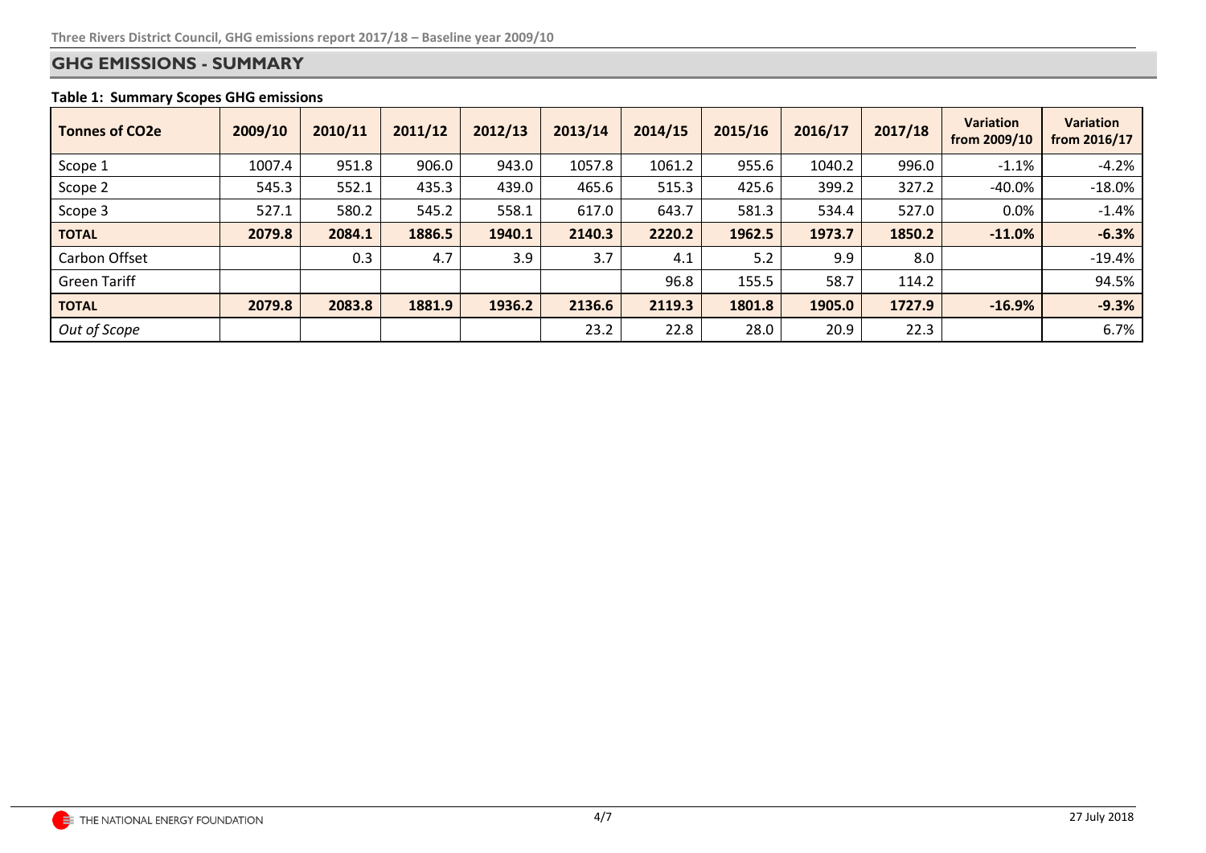## GHG EMISSIONS - SUMMARY

**Table 1: Summary Scopes GHG emissions**

| Tonnes of $CO_2e$ | 2009/10 | 2010/11 | 2011/12 | 2012/13 | 2013/14 | 2014/15 | 2015/16 | 2016/17 | 2017/18 | Variation from 2009/10 | Variation from 2016/17 |
|---|---|---|---|---|---|---|---|---|---|---|---|
| Scope 1 | 1007.4 | 951.8 | 906.0 | 943.0 | 1057.8 | 1061.2 | 955.6 | 1040.2 | 996.0 | -1.1% | -4.2% |
| Scope 2 | 545.3 | 552.1 | 435.3 | 439.0 | 465.6 | 515.3 | 425.6 | 399.2 | 327.2 | -40.0% | -18.0% |
| Scope 3 | 527.1 | 580.2 | 545.2 | 558.1 | 617.0 | 643.7 | 581.3 | 534.4 | 527.0 | 0.0% | -1.4% |
| **TOTAL** | **2079.8** | **2084.1** | **1886.5** | **1940.1** | **2140.3** | **2220.2** | **1962.5** | **1973.7** | **1850.2** | **-11.0%** | **-6.3%** |
| Carbon Offset | | 0.3 | 4.7 | 3.9 | 3.7 | 4.1 | 5.2 | 9.9 | 8.0 | | -19.4% |
| Green Tariff | | | | | | 96.8 | 155.5 | 58.7 | 114.2 | | 94.5% |
| **TOTAL** | **2079.8** | **2083.8** | **1881.9** | **1936.2** | **2136.6** | **2119.3** | **1801.8** | **1905.0** | **1727.9** | **-16.9%** | **-9.3%** |
| *Out of Scope* | | | | | 23.2 | 22.8 | 28.0 | 20.9 | 22.3 | | 6.7% |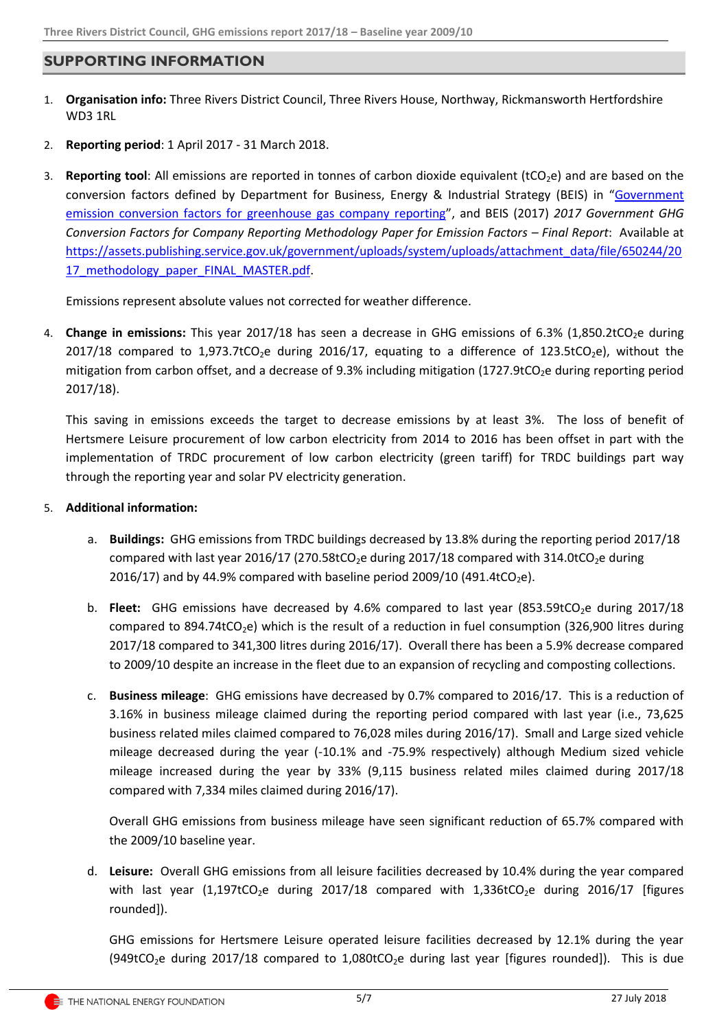## SUPPORTING INFORMATION

1. **Organisation info:** Three Rivers District Council, Three Rivers House, Northway, Rickmansworth Hertfordshire WD3 1RL

2. **Reporting period**: 1 April 2017 - 31 March 2018.

3. **Reporting tool**: All emissions are reported in tonnes of carbon dioxide equivalent ($tCO_2e$) and are based on the conversion factors defined by Department for Business, Energy & Industrial Strategy (BEIS) in "Government emission conversion factors for greenhouse gas company reporting", and BEIS (2017) *2017 Government GHG Conversion Factors for Company Reporting Methodology Paper for Emission Factors – Final Report*: Available at https://assets.publishing.service.gov.uk/government/uploads/system/uploads/attachment_data/file/650244/2017_methodology_paper_FINAL_MASTER.pdf.

   Emissions represent absolute values not corrected for weather difference.

4. **Change in emissions:** This year 2017/18 has seen a decrease in GHG emissions of 6.3% (1,850.2$tCO_2e$ during 2017/18 compared to 1,973.7$tCO_2e$ during 2016/17, equating to a difference of 123.5$tCO_2e$), without the mitigation from carbon offset, and a decrease of 9.3% including mitigation (1727.9$tCO_2e$ during reporting period 2017/18).

   This saving in emissions exceeds the target to decrease emissions by at least 3%. The loss of benefit of Hertsmere Leisure procurement of low carbon electricity from 2014 to 2016 has been offset in part with the implementation of TRDC procurement of low carbon electricity (green tariff) for TRDC buildings part way through the reporting year and solar PV electricity generation.

5. **Additional information:**

   a. **Buildings:** GHG emissions from TRDC buildings decreased by 13.8% during the reporting period 2017/18 compared with last year 2016/17 (270.58$tCO_2e$ during 2017/18 compared with 314.0$tCO_2e$ during 2016/17) and by 44.9% compared with baseline period 2009/10 (491.4$tCO_2e$).

   b. **Fleet:** GHG emissions have decreased by 4.6% compared to last year (853.59$tCO_2e$ during 2017/18 compared to 894.74$tCO_2e$) which is the result of a reduction in fuel consumption (326,900 litres during 2017/18 compared to 341,300 litres during 2016/17). Overall there has been a 5.9% decrease compared to 2009/10 despite an increase in the fleet due to an expansion of recycling and composting collections.

   c. **Business mileage**: GHG emissions have decreased by 0.7% compared to 2016/17. This is a reduction of 3.16% in business mileage claimed during the reporting period compared with last year (i.e., 73,625 business related miles claimed compared to 76,028 miles during 2016/17). Small and Large sized vehicle mileage decreased during the year (-10.1% and -75.9% respectively) although Medium sized vehicle mileage increased during the year by 33% (9,115 business related miles claimed during 2017/18 compared with 7,334 miles claimed during 2016/17).

      Overall GHG emissions from business mileage have seen significant reduction of 65.7% compared with the 2009/10 baseline year.

   d. **Leisure:** Overall GHG emissions from all leisure facilities decreased by 10.4% during the year compared with last year (1,197$tCO_2e$ during 2017/18 compared with 1,336$tCO_2e$ during 2016/17 [figures rounded]).

      GHG emissions for Hertsmere Leisure operated leisure facilities decreased by 12.1% during the year (949$tCO_2e$ during 2017/18 compared to 1,080$tCO_2e$ during last year [figures rounded]). This is due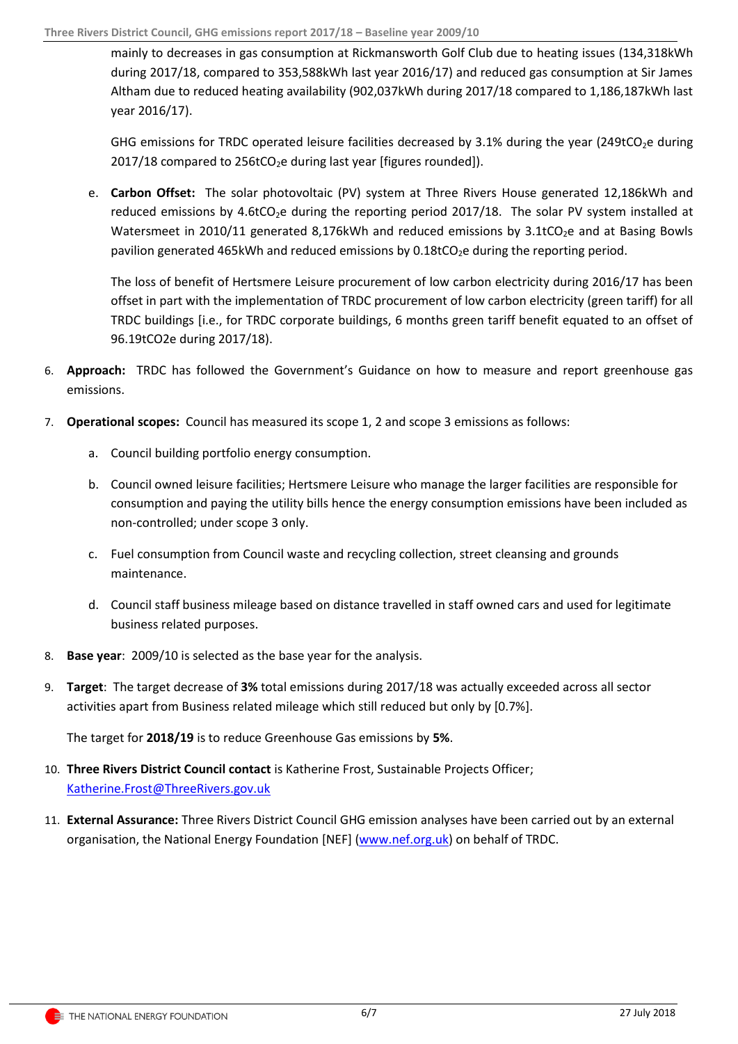mainly to decreases in gas consumption at Rickmansworth Golf Club due to heating issues (134,318kWh during 2017/18, compared to 353,588kWh last year 2016/17) and reduced gas consumption at Sir James Altham due to reduced heating availability (902,037kWh during 2017/18 compared to 1,186,187kWh last year 2016/17).

GHG emissions for TRDC operated leisure facilities decreased by 3.1% during the year (249t$CO_2$e during 2017/18 compared to 256t$CO_2$e during last year [figures rounded]).

e. **Carbon Offset:** The solar photovoltaic (PV) system at Three Rivers House generated 12,186kWh and reduced emissions by 4.6t$CO_2$e during the reporting period 2017/18. The solar PV system installed at Watersmeet in 2010/11 generated 8,176kWh and reduced emissions by 3.1t$CO_2$e and at Basing Bowls pavilion generated 465kWh and reduced emissions by 0.18t$CO_2$e during the reporting period.

The loss of benefit of Hertsmere Leisure procurement of low carbon electricity during 2016/17 has been offset in part with the implementation of TRDC procurement of low carbon electricity (green tariff) for all TRDC buildings [i.e., for TRDC corporate buildings, 6 months green tariff benefit equated to an offset of 96.19tCO2e during 2017/18).

6. **Approach:** TRDC has followed the Government's Guidance on how to measure and report greenhouse gas emissions.

7. **Operational scopes:** Council has measured its scope 1, 2 and scope 3 emissions as follows:

   a. Council building portfolio energy consumption.

   b. Council owned leisure facilities; Hertsmere Leisure who manage the larger facilities are responsible for consumption and paying the utility bills hence the energy consumption emissions have been included as non-controlled; under scope 3 only.

   c. Fuel consumption from Council waste and recycling collection, street cleansing and grounds maintenance.

   d. Council staff business mileage based on distance travelled in staff owned cars and used for legitimate business related purposes.

8. **Base year**: 2009/10 is selected as the base year for the analysis.

9. **Target**: The target decrease of **3%** total emissions during 2017/18 was actually exceeded across all sector activities apart from Business related mileage which still reduced but only by [0.7%].

   The target for **2018/19** is to reduce Greenhouse Gas emissions by **5%**.

10. **Three Rivers District Council contact** is Katherine Frost, Sustainable Projects Officer; Katherine.Frost@ThreeRivers.gov.uk

11. **External Assurance:** Three Rivers District Council GHG emission analyses have been carried out by an external organisation, the National Energy Foundation [NEF] (www.nef.org.uk) on behalf of TRDC.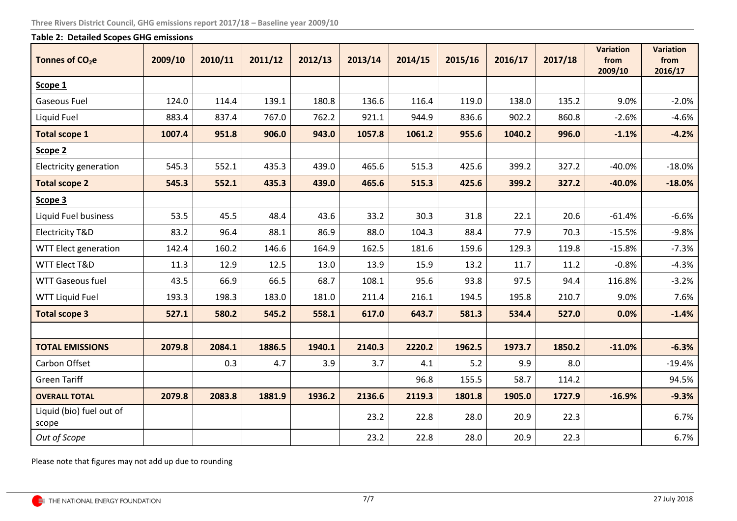**Table 2: Detailed Scopes GHG emissions**

| Tonnes of $CO_2e$ | 2009/10 | 2010/11 | 2011/12 | 2012/13 | 2013/14 | 2014/15 | 2015/16 | 2016/17 | 2017/18 | Variation from 2009/10 | Variation from 2016/17 |
|---|---|---|---|---|---|---|---|---|---|---|---|
| **Scope 1** | | | | | | | | | | | |
| Gaseous Fuel | 124.0 | 114.4 | 139.1 | 180.8 | 136.6 | 116.4 | 119.0 | 138.0 | 135.2 | 9.0% | -2.0% |
| Liquid Fuel | 883.4 | 837.4 | 767.0 | 762.2 | 921.1 | 944.9 | 836.6 | 902.2 | 860.8 | -2.6% | -4.6% |
| **Total scope 1** | **1007.4** | **951.8** | **906.0** | **943.0** | **1057.8** | **1061.2** | **955.6** | **1040.2** | **996.0** | **-1.1%** | **-4.2%** |
| **Scope 2** | | | | | | | | | | | |
| Electricity generation | 545.3 | 552.1 | 435.3 | 439.0 | 465.6 | 515.3 | 425.6 | 399.2 | 327.2 | -40.0% | -18.0% |
| **Total scope 2** | **545.3** | **552.1** | **435.3** | **439.0** | **465.6** | **515.3** | **425.6** | **399.2** | **327.2** | **-40.0%** | **-18.0%** |
| **Scope 3** | | | | | | | | | | | |
| Liquid Fuel business | 53.5 | 45.5 | 48.4 | 43.6 | 33.2 | 30.3 | 31.8 | 22.1 | 20.6 | -61.4% | -6.6% |
| Electricity T&D | 83.2 | 96.4 | 88.1 | 86.9 | 88.0 | 104.3 | 88.4 | 77.9 | 70.3 | -15.5% | -9.8% |
| WTT Elect generation | 142.4 | 160.2 | 146.6 | 164.9 | 162.5 | 181.6 | 159.6 | 129.3 | 119.8 | -15.8% | -7.3% |
| WTT Elect T&D | 11.3 | 12.9 | 12.5 | 13.0 | 13.9 | 15.9 | 13.2 | 11.7 | 11.2 | -0.8% | -4.3% |
| WTT Gaseous fuel | 43.5 | 66.9 | 66.5 | 68.7 | 108.1 | 95.6 | 93.8 | 97.5 | 94.4 | 116.8% | -3.2% |
| WTT Liquid Fuel | 193.3 | 198.3 | 183.0 | 181.0 | 211.4 | 216.1 | 194.5 | 195.8 | 210.7 | 9.0% | 7.6% |
| **Total scope 3** | **527.1** | **580.2** | **545.2** | **558.1** | **617.0** | **643.7** | **581.3** | **534.4** | **527.0** | **0.0%** | **-1.4%** |
| | | | | | | | | | | | |
| **TOTAL EMISSIONS** | **2079.8** | **2084.1** | **1886.5** | **1940.1** | **2140.3** | **2220.2** | **1962.5** | **1973.7** | **1850.2** | **-11.0%** | **-6.3%** |
| Carbon Offset | | 0.3 | 4.7 | 3.9 | 3.7 | 4.1 | 5.2 | 9.9 | 8.0 | | -19.4% |
| Green Tariff | | | | | | 96.8 | 155.5 | 58.7 | 114.2 | | 94.5% |
| **OVERALL TOTAL** | **2079.8** | **2083.8** | **1881.9** | **1936.2** | **2136.6** | **2119.3** | **1801.8** | **1905.0** | **1727.9** | **-16.9%** | **-9.3%** |
| Liquid (bio) fuel out of scope | | | | | 23.2 | 22.8 | 28.0 | 20.9 | 22.3 | | 6.7% |
| *Out of Scope* | | | | | 23.2 | 22.8 | 28.0 | 20.9 | 22.3 | | 6.7% |

Please note that figures may not add up due to rounding